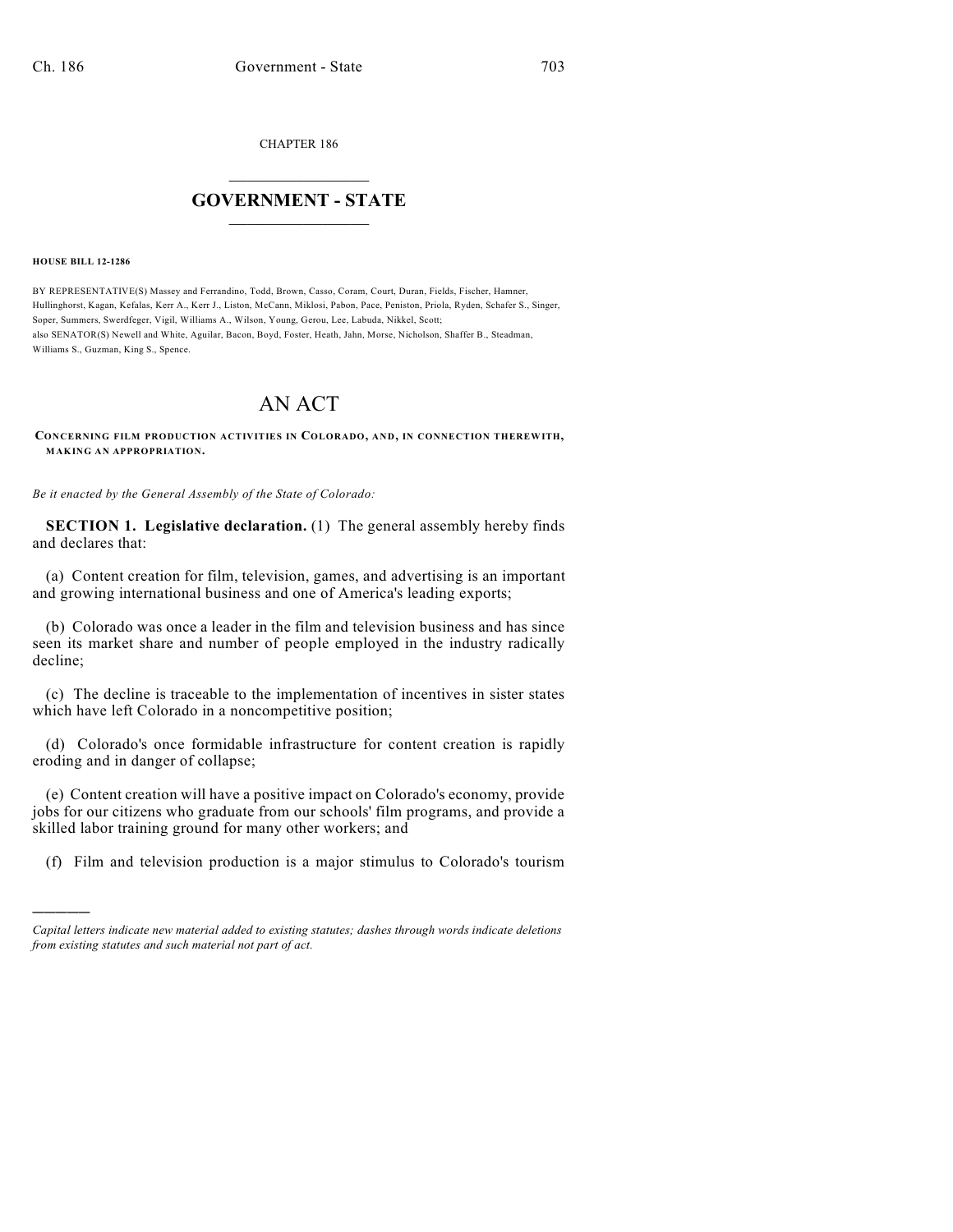CHAPTER 186

# GOVERNMENT - STATE

**HOUSE BILL 12-1286**

BY REPRESENTATIVE(S) Massey and Ferrandino, Todd, Brown, Casso, Coram, Court, Duran, Fields, Fischer, Hamner, Hullinghorst, Kagan, Kefalas, Kerr A., Kerr J., Liston, McCann, Miklosi, Pabon, Pace, Peniston, Priola, Ryden, Schafer S., Singer, Soper, Summers, Swerdfeger, Vigil, Williams A., Wilson, Young, Gerou, Lee, Labuda, Nikkel, Scott;
also SENATOR(S) Newell and White, Aguilar, Bacon, Boyd, Foster, Heath, Jahn, Morse, Nicholson, Shaffer B., Steadman, Williams S., Guzman, King S., Spence.

# AN ACT

**CONCERNING FILM PRODUCTION ACTIVITIES IN COLORADO, AND, IN CONNECTION THEREWITH, MAKING AN APPROPRIATION.**

*Be it enacted by the General Assembly of the State of Colorado:*

**SECTION 1. Legislative declaration.** (1) The general assembly hereby finds and declares that:

(a) Content creation for film, television, games, and advertising is an important and growing international business and one of America's leading exports;

(b) Colorado was once a leader in the film and television business and has since seen its market share and number of people employed in the industry radically decline;

(c) The decline is traceable to the implementation of incentives in sister states which have left Colorado in a noncompetitive position;

(d) Colorado's once formidable infrastructure for content creation is rapidly eroding and in danger of collapse;

(e) Content creation will have a positive impact on Colorado's economy, provide jobs for our citizens who graduate from our schools' film programs, and provide a skilled labor training ground for many other workers; and

(f) Film and television production is a major stimulus to Colorado's tourism

---

*Capital letters indicate new material added to existing statutes; dashes through words indicate deletions from existing statutes and such material not part of act.*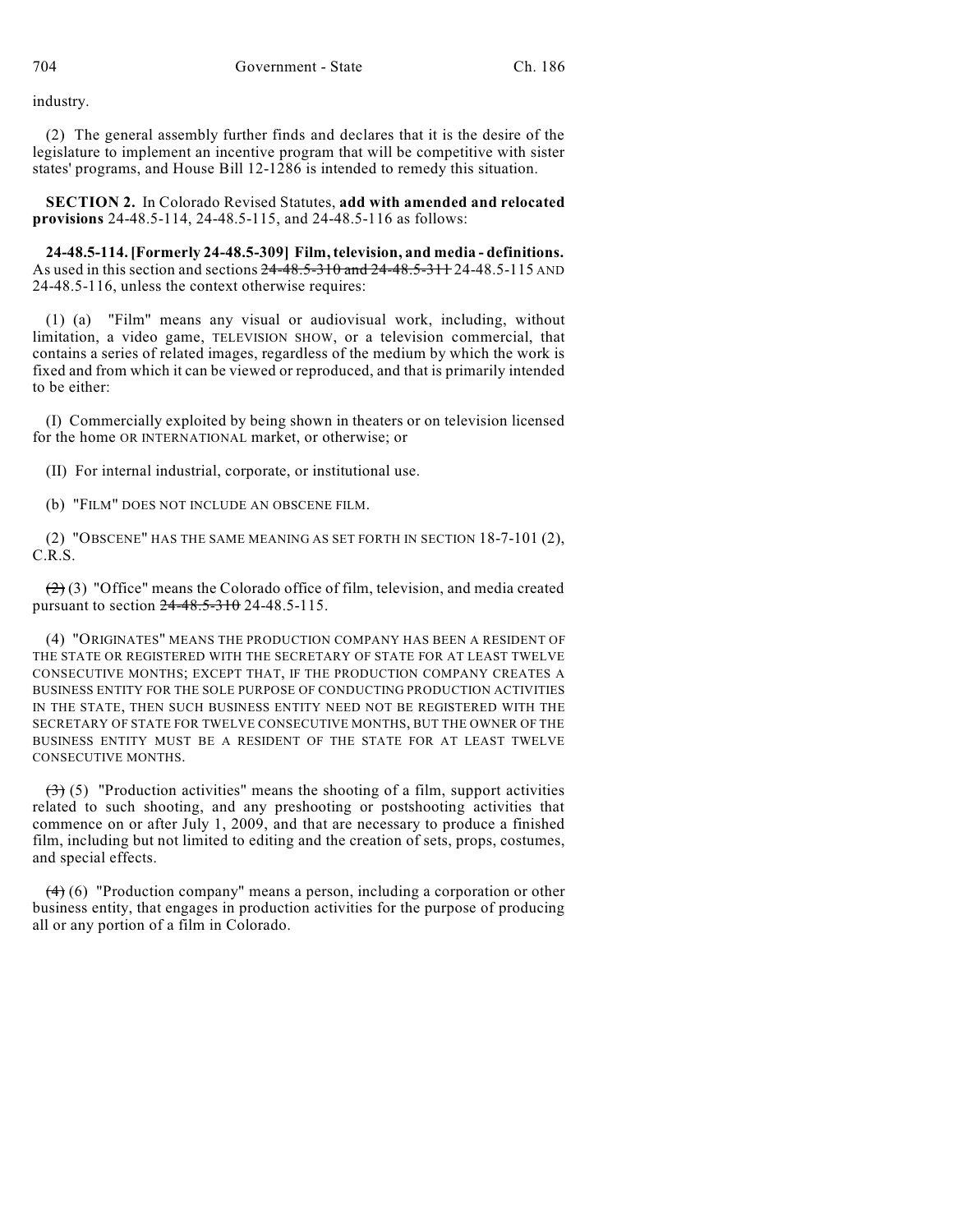industry.

(2) The general assembly further finds and declares that it is the desire of the legislature to implement an incentive program that will be competitive with sister states' programs, and House Bill 12-1286 is intended to remedy this situation.

**SECTION 2.** In Colorado Revised Statutes, **add with amended and relocated provisions** 24-48.5-114, 24-48.5-115, and 24-48.5-116 as follows:

**24-48.5-114. [Formerly 24-48.5-309] Film, television, and media - definitions.** As used in this section and sections ~~24-48.5-310 and 24-48.5-311~~ 24-48.5-115 AND 24-48.5-116, unless the context otherwise requires:

(1) (a) "Film" means any visual or audiovisual work, including, without limitation, a video game, TELEVISION SHOW, or a television commercial, that contains a series of related images, regardless of the medium by which the work is fixed and from which it can be viewed or reproduced, and that is primarily intended to be either:

(I) Commercially exploited by being shown in theaters or on television licensed for the home OR INTERNATIONAL market, or otherwise; or

(II) For internal industrial, corporate, or institutional use.

(b) "FILM" DOES NOT INCLUDE AN OBSCENE FILM.

(2) "OBSCENE" HAS THE SAME MEANING AS SET FORTH IN SECTION 18-7-101 (2), C.R.S.

~~(2)~~ (3) "Office" means the Colorado office of film, television, and media created pursuant to section ~~24-48.5-310~~ 24-48.5-115.

(4) "ORIGINATES" MEANS THE PRODUCTION COMPANY HAS BEEN A RESIDENT OF THE STATE OR REGISTERED WITH THE SECRETARY OF STATE FOR AT LEAST TWELVE CONSECUTIVE MONTHS; EXCEPT THAT, IF THE PRODUCTION COMPANY CREATES A BUSINESS ENTITY FOR THE SOLE PURPOSE OF CONDUCTING PRODUCTION ACTIVITIES IN THE STATE, THEN SUCH BUSINESS ENTITY NEED NOT BE REGISTERED WITH THE SECRETARY OF STATE FOR TWELVE CONSECUTIVE MONTHS, BUT THE OWNER OF THE BUSINESS ENTITY MUST BE A RESIDENT OF THE STATE FOR AT LEAST TWELVE CONSECUTIVE MONTHS.

~~(3)~~ (5) "Production activities" means the shooting of a film, support activities related to such shooting, and any preshooting or postshooting activities that commence on or after July 1, 2009, and that are necessary to produce a finished film, including but not limited to editing and the creation of sets, props, costumes, and special effects.

~~(4)~~ (6) "Production company" means a person, including a corporation or other business entity, that engages in production activities for the purpose of producing all or any portion of a film in Colorado.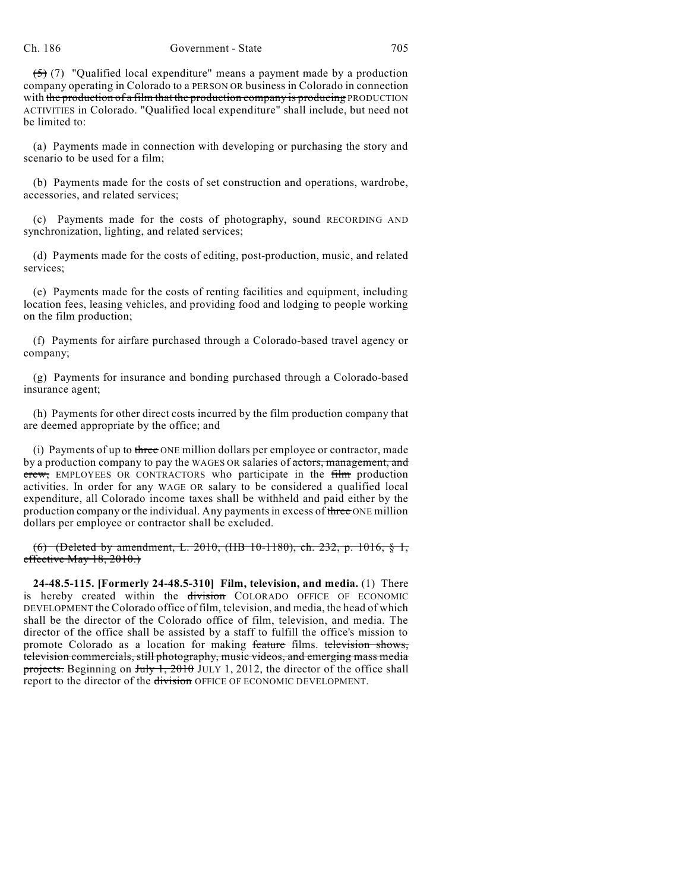~~(5)~~ (7) "Qualified local expenditure" means a payment made by a production company operating in Colorado to a PERSON OR business in Colorado in connection with ~~the production of a film that the production company is producing~~ PRODUCTION ACTIVITIES in Colorado. "Qualified local expenditure" shall include, but need not be limited to:

(a) Payments made in connection with developing or purchasing the story and scenario to be used for a film;

(b) Payments made for the costs of set construction and operations, wardrobe, accessories, and related services;

(c) Payments made for the costs of photography, sound RECORDING AND synchronization, lighting, and related services;

(d) Payments made for the costs of editing, post-production, music, and related services;

(e) Payments made for the costs of renting facilities and equipment, including location fees, leasing vehicles, and providing food and lodging to people working on the film production;

(f) Payments for airfare purchased through a Colorado-based travel agency or company;

(g) Payments for insurance and bonding purchased through a Colorado-based insurance agent;

(h) Payments for other direct costs incurred by the film production company that are deemed appropriate by the office; and

(i) Payments of up to ~~three~~ ONE million dollars per employee or contractor, made by a production company to pay the WAGES OR salaries of ~~actors, management, and crew,~~ EMPLOYEES OR CONTRACTORS who participate in the ~~film~~ production activities. In order for any WAGE OR salary to be considered a qualified local expenditure, all Colorado income taxes shall be withheld and paid either by the production company or the individual. Any payments in excess of ~~three~~ ONE million dollars per employee or contractor shall be excluded.

~~(6) (Deleted by amendment, L. 2010, (HB 10-1180), ch. 232, p. 1016, § 1, effective May 18, 2010.)~~

**24-48.5-115. [Formerly 24-48.5-310] Film, television, and media.** (1) There is hereby created within the ~~division~~ COLORADO OFFICE OF ECONOMIC DEVELOPMENT the Colorado office of film, television, and media, the head of which shall be the director of the Colorado office of film, television, and media. The director of the office shall be assisted by a staff to fulfill the office's mission to promote Colorado as a location for making ~~feature~~ films. ~~television shows, television commercials, still photography, music videos, and emerging mass media projects.~~ Beginning on ~~July 1, 2010~~ JULY 1, 2012, the director of the office shall report to the director of the ~~division~~ OFFICE OF ECONOMIC DEVELOPMENT.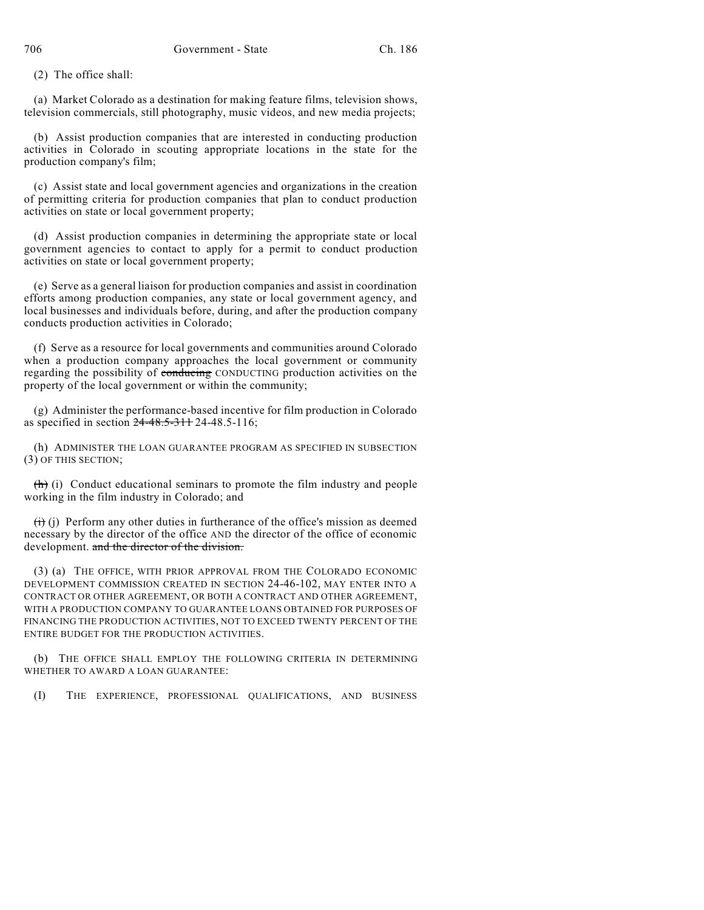(2) The office shall:

(a) Market Colorado as a destination for making feature films, television shows, television commercials, still photography, music videos, and new media projects;

(b) Assist production companies that are interested in conducting production activities in Colorado in scouting appropriate locations in the state for the production company's film;

(c) Assist state and local government agencies and organizations in the creation of permitting criteria for production companies that plan to conduct production activities on state or local government property;

(d) Assist production companies in determining the appropriate state or local government agencies to contact to apply for a permit to conduct production activities on state or local government property;

(e) Serve as a general liaison for production companies and assist in coordination efforts among production companies, any state or local government agency, and local businesses and individuals before, during, and after the production company conducts production activities in Colorado;

(f) Serve as a resource for local governments and communities around Colorado when a production company approaches the local government or community regarding the possibility of ~~conducing~~ CONDUCTING production activities on the property of the local government or within the community;

(g) Administer the performance-based incentive for film production in Colorado as specified in section ~~24-48.5-311~~ 24-48.5-116;

(h) ADMINISTER THE LOAN GUARANTEE PROGRAM AS SPECIFIED IN SUBSECTION (3) OF THIS SECTION;

~~(h)~~ (i) Conduct educational seminars to promote the film industry and people working in the film industry in Colorado; and

~~(i)~~ (j) Perform any other duties in furtherance of the office's mission as deemed necessary by the director of the office AND the director of the office of economic development. ~~and the director of the division.~~

(3) (a) THE OFFICE, WITH PRIOR APPROVAL FROM THE COLORADO ECONOMIC DEVELOPMENT COMMISSION CREATED IN SECTION 24-46-102, MAY ENTER INTO A CONTRACT OR OTHER AGREEMENT, OR BOTH A CONTRACT AND OTHER AGREEMENT, WITH A PRODUCTION COMPANY TO GUARANTEE LOANS OBTAINED FOR PURPOSES OF FINANCING THE PRODUCTION ACTIVITIES, NOT TO EXCEED TWENTY PERCENT OF THE ENTIRE BUDGET FOR THE PRODUCTION ACTIVITIES.

(b) THE OFFICE SHALL EMPLOY THE FOLLOWING CRITERIA IN DETERMINING WHETHER TO AWARD A LOAN GUARANTEE:

(I) THE EXPERIENCE, PROFESSIONAL QUALIFICATIONS, AND BUSINESS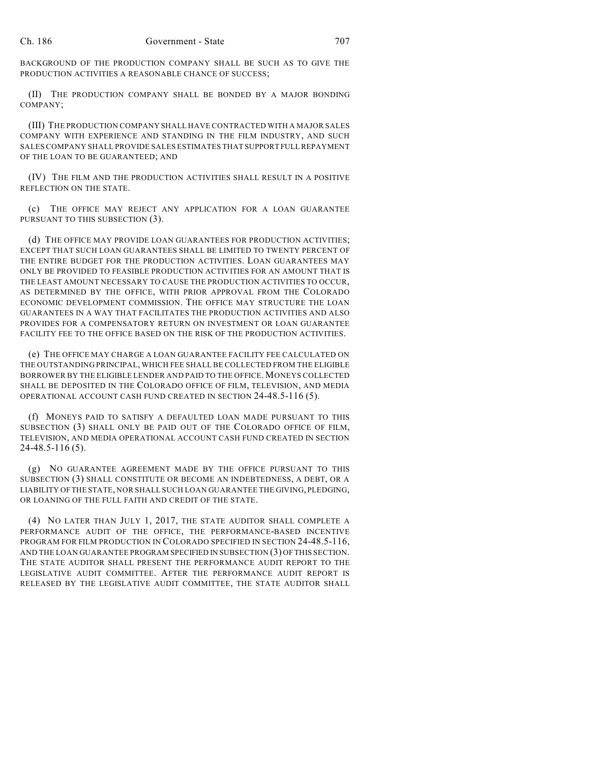BACKGROUND OF THE PRODUCTION COMPANY SHALL BE SUCH AS TO GIVE THE PRODUCTION ACTIVITIES A REASONABLE CHANCE OF SUCCESS;

(II) THE PRODUCTION COMPANY SHALL BE BONDED BY A MAJOR BONDING COMPANY;

(III) THE PRODUCTION COMPANY SHALL HAVE CONTRACTED WITH A MAJOR SALES COMPANY WITH EXPERIENCE AND STANDING IN THE FILM INDUSTRY, AND SUCH SALES COMPANY SHALL PROVIDE SALES ESTIMATES THAT SUPPORT FULL REPAYMENT OF THE LOAN TO BE GUARANTEED; AND

(IV) THE FILM AND THE PRODUCTION ACTIVITIES SHALL RESULT IN A POSITIVE REFLECTION ON THE STATE.

(c) THE OFFICE MAY REJECT ANY APPLICATION FOR A LOAN GUARANTEE PURSUANT TO THIS SUBSECTION (3).

(d) THE OFFICE MAY PROVIDE LOAN GUARANTEES FOR PRODUCTION ACTIVITIES; EXCEPT THAT SUCH LOAN GUARANTEES SHALL BE LIMITED TO TWENTY PERCENT OF THE ENTIRE BUDGET FOR THE PRODUCTION ACTIVITIES. LOAN GUARANTEES MAY ONLY BE PROVIDED TO FEASIBLE PRODUCTION ACTIVITIES FOR AN AMOUNT THAT IS THE LEAST AMOUNT NECESSARY TO CAUSE THE PRODUCTION ACTIVITIES TO OCCUR, AS DETERMINED BY THE OFFICE, WITH PRIOR APPROVAL FROM THE COLORADO ECONOMIC DEVELOPMENT COMMISSION. THE OFFICE MAY STRUCTURE THE LOAN GUARANTEES IN A WAY THAT FACILITATES THE PRODUCTION ACTIVITIES AND ALSO PROVIDES FOR A COMPENSATORY RETURN ON INVESTMENT OR LOAN GUARANTEE FACILITY FEE TO THE OFFICE BASED ON THE RISK OF THE PRODUCTION ACTIVITIES.

(e) THE OFFICE MAY CHARGE A LOAN GUARANTEE FACILITY FEE CALCULATED ON THE OUTSTANDING PRINCIPAL, WHICH FEE SHALL BE COLLECTED FROM THE ELIGIBLE BORROWER BY THE ELIGIBLE LENDER AND PAID TO THE OFFICE. MONEYS COLLECTED SHALL BE DEPOSITED IN THE COLORADO OFFICE OF FILM, TELEVISION, AND MEDIA OPERATIONAL ACCOUNT CASH FUND CREATED IN SECTION 24-48.5-116 (5).

(f) MONEYS PAID TO SATISFY A DEFAULTED LOAN MADE PURSUANT TO THIS SUBSECTION (3) SHALL ONLY BE PAID OUT OF THE COLORADO OFFICE OF FILM, TELEVISION, AND MEDIA OPERATIONAL ACCOUNT CASH FUND CREATED IN SECTION 24-48.5-116 (5).

(g) NO GUARANTEE AGREEMENT MADE BY THE OFFICE PURSUANT TO THIS SUBSECTION (3) SHALL CONSTITUTE OR BECOME AN INDEBTEDNESS, A DEBT, OR A LIABILITY OF THE STATE, NOR SHALL SUCH LOAN GUARANTEE THE GIVING, PLEDGING, OR LOANING OF THE FULL FAITH AND CREDIT OF THE STATE.

(4) NO LATER THAN JULY 1, 2017, THE STATE AUDITOR SHALL COMPLETE A PERFORMANCE AUDIT OF THE OFFICE, THE PERFORMANCE-BASED INCENTIVE PROGRAM FOR FILM PRODUCTION IN COLORADO SPECIFIED IN SECTION 24-48.5-116, AND THE LOAN GUARANTEE PROGRAM SPECIFIED IN SUBSECTION (3) OF THIS SECTION. THE STATE AUDITOR SHALL PRESENT THE PERFORMANCE AUDIT REPORT TO THE LEGISLATIVE AUDIT COMMITTEE. AFTER THE PERFORMANCE AUDIT REPORT IS RELEASED BY THE LEGISLATIVE AUDIT COMMITTEE, THE STATE AUDITOR SHALL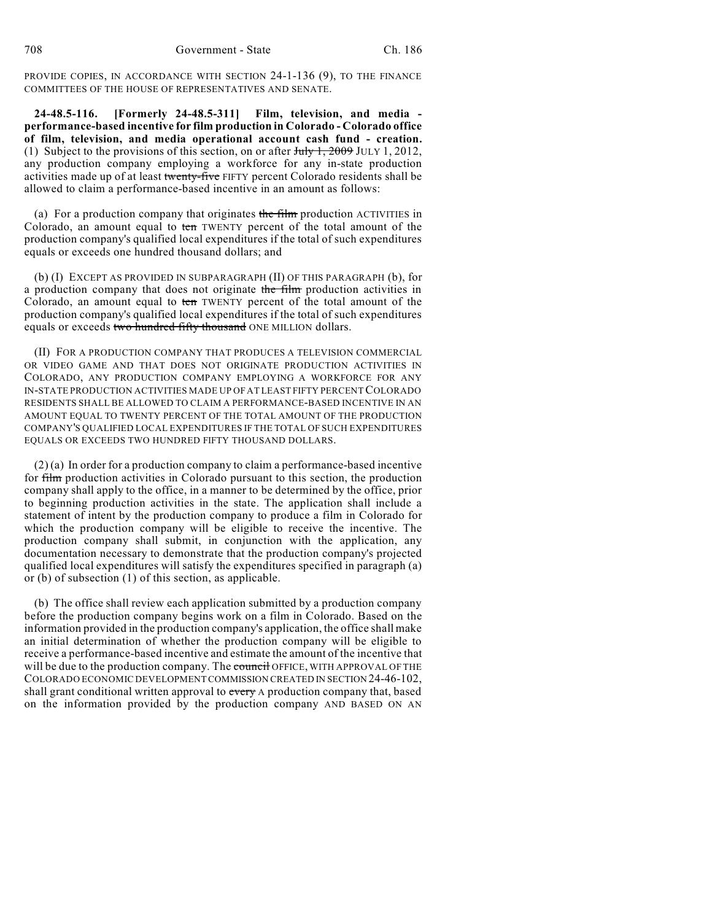PROVIDE COPIES, IN ACCORDANCE WITH SECTION 24-1-136 (9), TO THE FINANCE COMMITTEES OF THE HOUSE OF REPRESENTATIVES AND SENATE.

**24-48.5-116. [Formerly 24-48.5-311] Film, television, and media - performance-based incentive for film production in Colorado - Colorado office of film, television, and media operational account cash fund - creation.** (1) Subject to the provisions of this section, on or after ~~July 1, 2009~~ JULY 1, 2012, any production company employing a workforce for any in-state production activities made up of at least ~~twenty-five~~ FIFTY percent Colorado residents shall be allowed to claim a performance-based incentive in an amount as follows:

(a) For a production company that originates ~~the film~~ production ACTIVITIES in Colorado, an amount equal to ~~ten~~ TWENTY percent of the total amount of the production company's qualified local expenditures if the total of such expenditures equals or exceeds one hundred thousand dollars; and

(b) (I) EXCEPT AS PROVIDED IN SUBPARAGRAPH (II) OF THIS PARAGRAPH (b), for a production company that does not originate ~~the film~~ production activities in Colorado, an amount equal to ~~ten~~ TWENTY percent of the total amount of the production company's qualified local expenditures if the total of such expenditures equals or exceeds ~~two hundred fifty thousand~~ ONE MILLION dollars.

(II) FOR A PRODUCTION COMPANY THAT PRODUCES A TELEVISION COMMERCIAL OR VIDEO GAME AND THAT DOES NOT ORIGINATE PRODUCTION ACTIVITIES IN COLORADO, ANY PRODUCTION COMPANY EMPLOYING A WORKFORCE FOR ANY IN-STATE PRODUCTION ACTIVITIES MADE UP OF AT LEAST FIFTY PERCENT COLORADO RESIDENTS SHALL BE ALLOWED TO CLAIM A PERFORMANCE-BASED INCENTIVE IN AN AMOUNT EQUAL TO TWENTY PERCENT OF THE TOTAL AMOUNT OF THE PRODUCTION COMPANY'S QUALIFIED LOCAL EXPENDITURES IF THE TOTAL OF SUCH EXPENDITURES EQUALS OR EXCEEDS TWO HUNDRED FIFTY THOUSAND DOLLARS.

(2) (a) In order for a production company to claim a performance-based incentive for ~~film~~ production activities in Colorado pursuant to this section, the production company shall apply to the office, in a manner to be determined by the office, prior to beginning production activities in the state. The application shall include a statement of intent by the production company to produce a film in Colorado for which the production company will be eligible to receive the incentive. The production company shall submit, in conjunction with the application, any documentation necessary to demonstrate that the production company's projected qualified local expenditures will satisfy the expenditures specified in paragraph (a) or (b) of subsection (1) of this section, as applicable.

(b) The office shall review each application submitted by a production company before the production company begins work on a film in Colorado. Based on the information provided in the production company's application, the office shall make an initial determination of whether the production company will be eligible to receive a performance-based incentive and estimate the amount of the incentive that will be due to the production company. The ~~council~~ OFFICE, WITH APPROVAL OF THE COLORADO ECONOMIC DEVELOPMENT COMMISSION CREATED IN SECTION 24-46-102, shall grant conditional written approval to ~~every~~ A production company that, based on the information provided by the production company AND BASED ON AN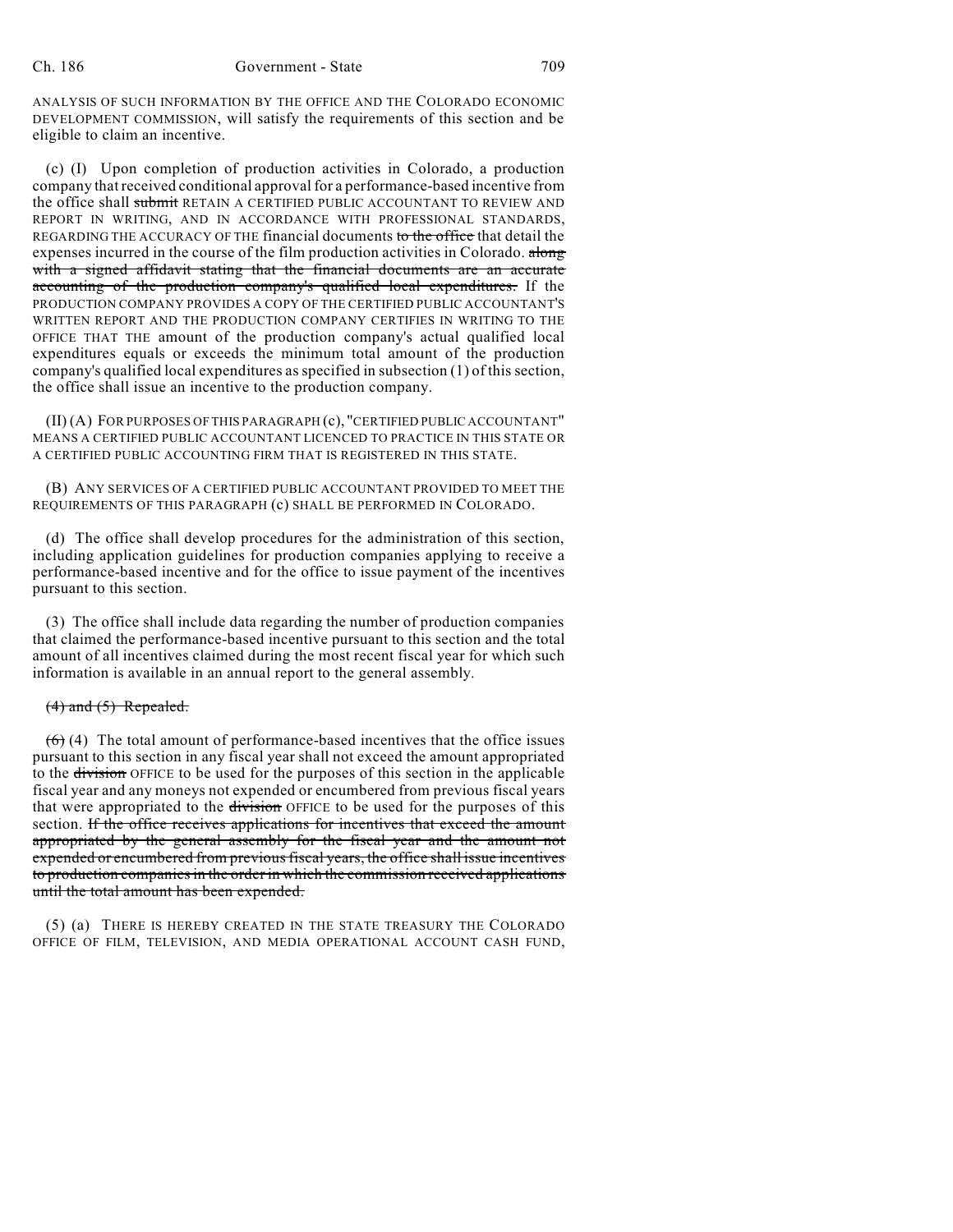ANALYSIS OF SUCH INFORMATION BY THE OFFICE AND THE COLORADO ECONOMIC DEVELOPMENT COMMISSION, will satisfy the requirements of this section and be eligible to claim an incentive.

(c) (I) Upon completion of production activities in Colorado, a production company that received conditional approval for a performance-based incentive from the office shall ~~submit~~ RETAIN A CERTIFIED PUBLIC ACCOUNTANT TO REVIEW AND REPORT IN WRITING, AND IN ACCORDANCE WITH PROFESSIONAL STANDARDS, REGARDING THE ACCURACY OF THE financial documents ~~to the office~~ that detail the expenses incurred in the course of the film production activities in Colorado. ~~along with a signed affidavit stating that the financial documents are an accurate accounting of the production company's qualified local expenditures.~~ If the PRODUCTION COMPANY PROVIDES A COPY OF THE CERTIFIED PUBLIC ACCOUNTANT'S WRITTEN REPORT AND THE PRODUCTION COMPANY CERTIFIES IN WRITING TO THE OFFICE THAT THE amount of the production company's actual qualified local expenditures equals or exceeds the minimum total amount of the production company's qualified local expenditures as specified in subsection (1) of this section, the office shall issue an incentive to the production company.

(II) (A) FOR PURPOSES OF THIS PARAGRAPH (c), "CERTIFIED PUBLIC ACCOUNTANT" MEANS A CERTIFIED PUBLIC ACCOUNTANT LICENCED TO PRACTICE IN THIS STATE OR A CERTIFIED PUBLIC ACCOUNTING FIRM THAT IS REGISTERED IN THIS STATE.

(B) ANY SERVICES OF A CERTIFIED PUBLIC ACCOUNTANT PROVIDED TO MEET THE REQUIREMENTS OF THIS PARAGRAPH (c) SHALL BE PERFORMED IN COLORADO.

(d) The office shall develop procedures for the administration of this section, including application guidelines for production companies applying to receive a performance-based incentive and for the office to issue payment of the incentives pursuant to this section.

(3) The office shall include data regarding the number of production companies that claimed the performance-based incentive pursuant to this section and the total amount of all incentives claimed during the most recent fiscal year for which such information is available in an annual report to the general assembly.

~~(4) and (5) Repealed.~~

~~(6)~~ (4) The total amount of performance-based incentives that the office issues pursuant to this section in any fiscal year shall not exceed the amount appropriated to the ~~division~~ OFFICE to be used for the purposes of this section in the applicable fiscal year and any moneys not expended or encumbered from previous fiscal years that were appropriated to the ~~division~~ OFFICE to be used for the purposes of this section. ~~If the office receives applications for incentives that exceed the amount appropriated by the general assembly for the fiscal year and the amount not expended or encumbered from previous fiscal years, the office shall issue incentives to production companies in the order in which the commission received applications until the total amount has been expended.~~

(5) (a) THERE IS HEREBY CREATED IN THE STATE TREASURY THE COLORADO OFFICE OF FILM, TELEVISION, AND MEDIA OPERATIONAL ACCOUNT CASH FUND,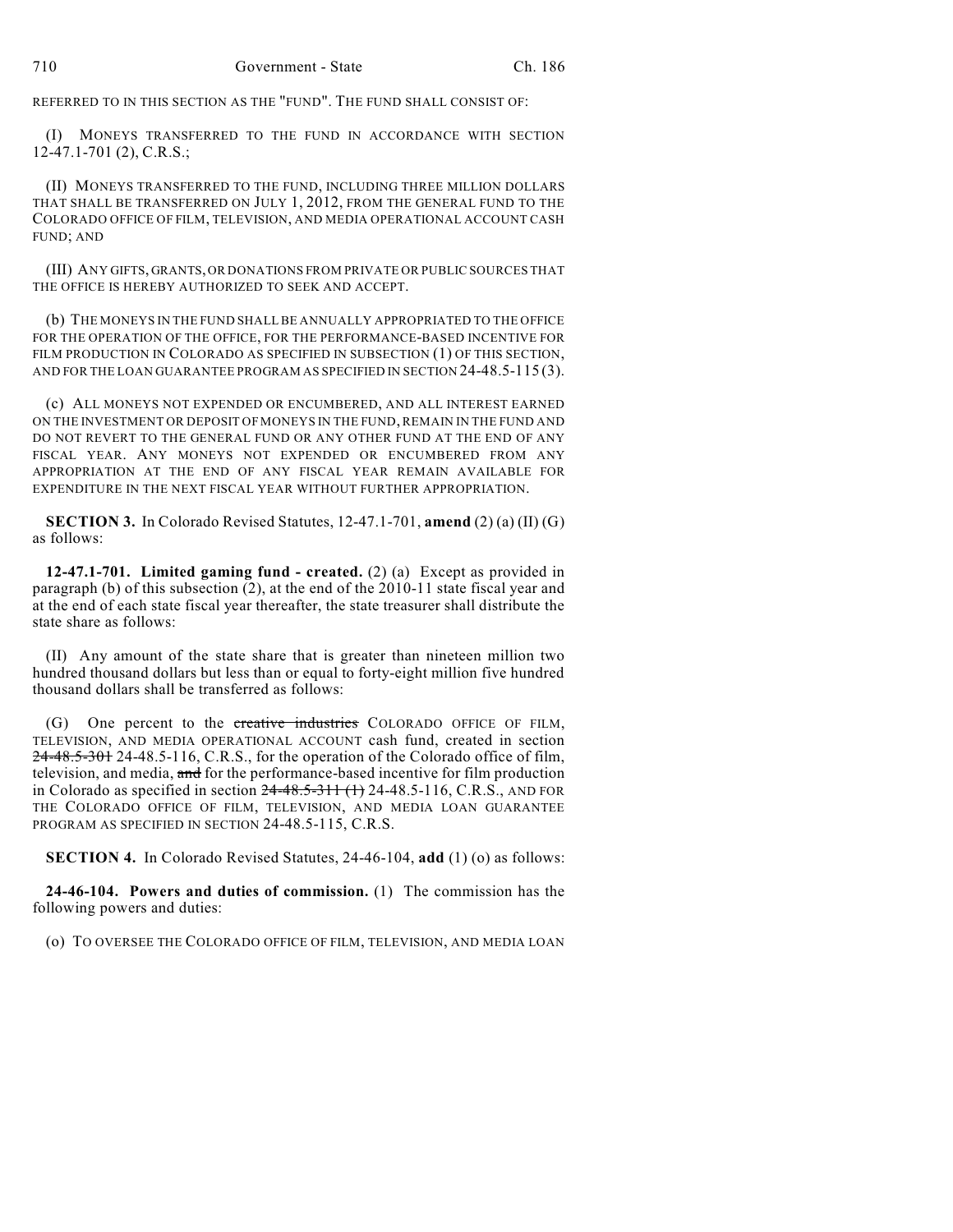REFERRED TO IN THIS SECTION AS THE "FUND". THE FUND SHALL CONSIST OF:

(I) MONEYS TRANSFERRED TO THE FUND IN ACCORDANCE WITH SECTION 12-47.1-701 (2), C.R.S.;

(II) MONEYS TRANSFERRED TO THE FUND, INCLUDING THREE MILLION DOLLARS THAT SHALL BE TRANSFERRED ON JULY 1, 2012, FROM THE GENERAL FUND TO THE COLORADO OFFICE OF FILM, TELEVISION, AND MEDIA OPERATIONAL ACCOUNT CASH FUND; AND

(III) ANY GIFTS, GRANTS, OR DONATIONS FROM PRIVATE OR PUBLIC SOURCES THAT THE OFFICE IS HEREBY AUTHORIZED TO SEEK AND ACCEPT.

(b) THE MONEYS IN THE FUND SHALL BE ANNUALLY APPROPRIATED TO THE OFFICE FOR THE OPERATION OF THE OFFICE, FOR THE PERFORMANCE-BASED INCENTIVE FOR FILM PRODUCTION IN COLORADO AS SPECIFIED IN SUBSECTION (1) OF THIS SECTION, AND FOR THE LOAN GUARANTEE PROGRAM AS SPECIFIED IN SECTION 24-48.5-115 (3).

(c) ALL MONEYS NOT EXPENDED OR ENCUMBERED, AND ALL INTEREST EARNED ON THE INVESTMENT OR DEPOSIT OF MONEYS IN THE FUND, REMAIN IN THE FUND AND DO NOT REVERT TO THE GENERAL FUND OR ANY OTHER FUND AT THE END OF ANY FISCAL YEAR. ANY MONEYS NOT EXPENDED OR ENCUMBERED FROM ANY APPROPRIATION AT THE END OF ANY FISCAL YEAR REMAIN AVAILABLE FOR EXPENDITURE IN THE NEXT FISCAL YEAR WITHOUT FURTHER APPROPRIATION.

**SECTION 3.** In Colorado Revised Statutes, 12-47.1-701, **amend** (2) (a) (II) (G) as follows:

**12-47.1-701. Limited gaming fund - created.** (2) (a) Except as provided in paragraph (b) of this subsection (2), at the end of the 2010-11 state fiscal year and at the end of each state fiscal year thereafter, the state treasurer shall distribute the state share as follows:

(II) Any amount of the state share that is greater than nineteen million two hundred thousand dollars but less than or equal to forty-eight million five hundred thousand dollars shall be transferred as follows:

(G) One percent to the ~~creative industries~~ COLORADO OFFICE OF FILM, TELEVISION, AND MEDIA OPERATIONAL ACCOUNT cash fund, created in section ~~24-48.5-301~~ 24-48.5-116, C.R.S., for the operation of the Colorado office of film, television, and media, ~~and~~ for the performance-based incentive for film production in Colorado as specified in section ~~24-48.5-311 (1)~~ 24-48.5-116, C.R.S., AND FOR THE COLORADO OFFICE OF FILM, TELEVISION, AND MEDIA LOAN GUARANTEE PROGRAM AS SPECIFIED IN SECTION 24-48.5-115, C.R.S.

**SECTION 4.** In Colorado Revised Statutes, 24-46-104, **add** (1) (o) as follows:

**24-46-104. Powers and duties of commission.** (1) The commission has the following powers and duties:

(o) TO OVERSEE THE COLORADO OFFICE OF FILM, TELEVISION, AND MEDIA LOAN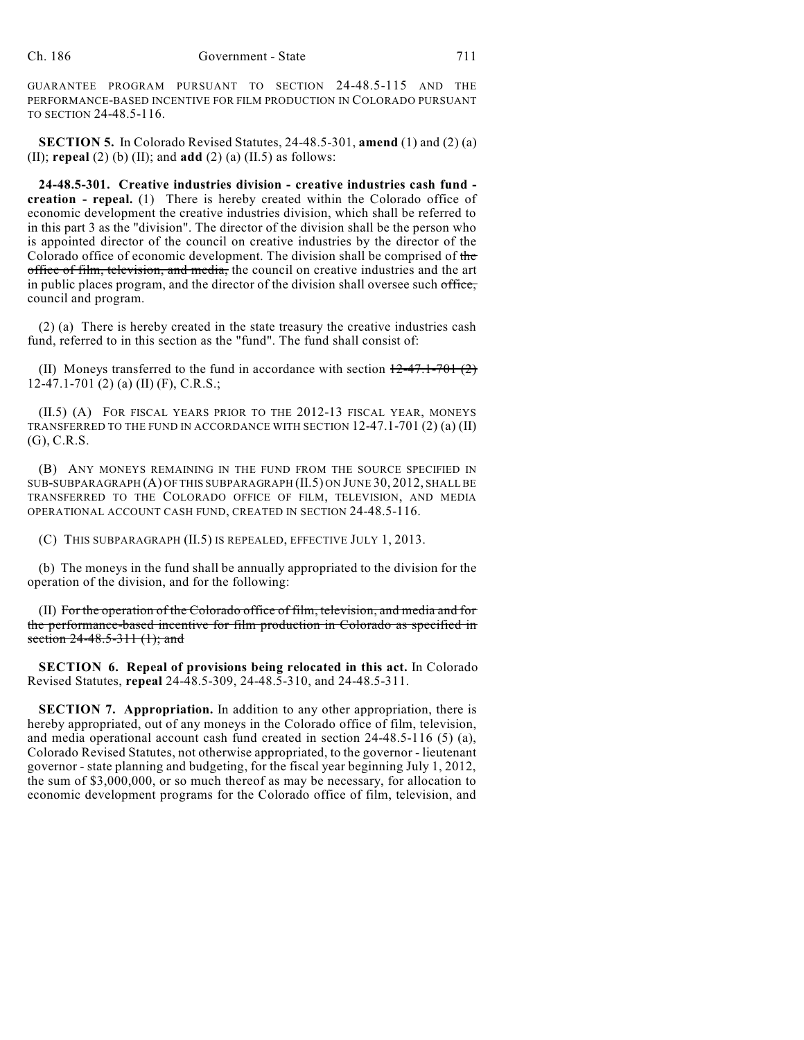GUARANTEE PROGRAM PURSUANT TO SECTION 24-48.5-115 AND THE PERFORMANCE-BASED INCENTIVE FOR FILM PRODUCTION IN COLORADO PURSUANT TO SECTION 24-48.5-116.

**SECTION 5.** In Colorado Revised Statutes, 24-48.5-301, **amend** (1) and (2) (a) (II); **repeal** (2) (b) (II); and **add** (2) (a) (II.5) as follows:

**24-48.5-301. Creative industries division - creative industries cash fund - creation - repeal.** (1) There is hereby created within the Colorado office of economic development the creative industries division, which shall be referred to in this part 3 as the "division". The director of the division shall be the person who is appointed director of the council on creative industries by the director of the Colorado office of economic development. The division shall be comprised of ~~the office of film, television, and media,~~ the council on creative industries and the art in public places program, and the director of the division shall oversee such ~~office,~~ council and program.

(2) (a) There is hereby created in the state treasury the creative industries cash fund, referred to in this section as the "fund". The fund shall consist of:

(II) Moneys transferred to the fund in accordance with section ~~12-47.1-701 (2)~~ 12-47.1-701 (2) (a) (II) (F), C.R.S.;

(II.5) (A) FOR FISCAL YEARS PRIOR TO THE 2012-13 FISCAL YEAR, MONEYS TRANSFERRED TO THE FUND IN ACCORDANCE WITH SECTION 12-47.1-701 (2) (a) (II) (G), C.R.S.

(B) ANY MONEYS REMAINING IN THE FUND FROM THE SOURCE SPECIFIED IN SUB-SUBPARAGRAPH (A) OF THIS SUBPARAGRAPH (II.5) ON JUNE 30, 2012, SHALL BE TRANSFERRED TO THE COLORADO OFFICE OF FILM, TELEVISION, AND MEDIA OPERATIONAL ACCOUNT CASH FUND, CREATED IN SECTION 24-48.5-116.

(C) THIS SUBPARAGRAPH (II.5) IS REPEALED, EFFECTIVE JULY 1, 2013.

(b) The moneys in the fund shall be annually appropriated to the division for the operation of the division, and for the following:

(II) ~~For the operation of the Colorado office of film, television, and media and for the performance-based incentive for film production in Colorado as specified in section 24-48.5-311 (1); and~~

**SECTION 6. Repeal of provisions being relocated in this act.** In Colorado Revised Statutes, **repeal** 24-48.5-309, 24-48.5-310, and 24-48.5-311.

**SECTION 7. Appropriation.** In addition to any other appropriation, there is hereby appropriated, out of any moneys in the Colorado office of film, television, and media operational account cash fund created in section 24-48.5-116 (5) (a), Colorado Revised Statutes, not otherwise appropriated, to the governor - lieutenant governor - state planning and budgeting, for the fiscal year beginning July 1, 2012, the sum of $3,000,000, or so much thereof as may be necessary, for allocation to economic development programs for the Colorado office of film, television, and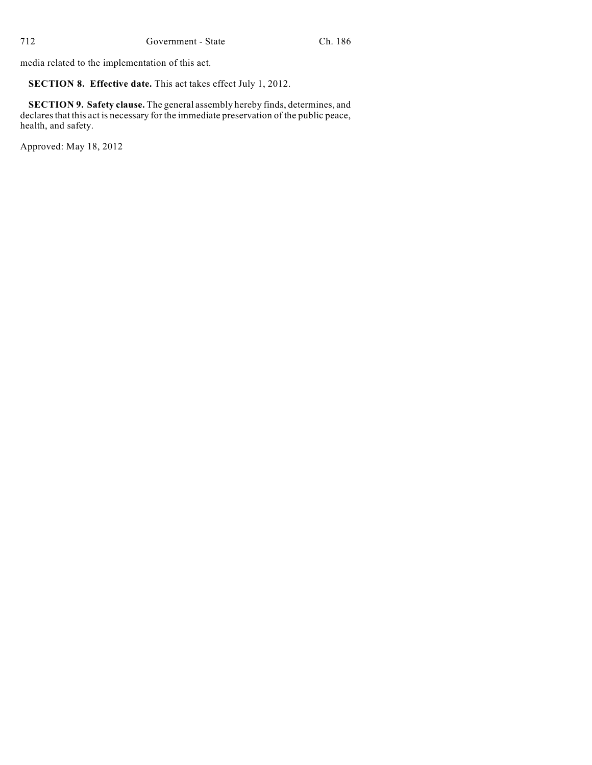media related to the implementation of this act.

**SECTION 8. Effective date.** This act takes effect July 1, 2012.

**SECTION 9. Safety clause.** The general assembly hereby finds, determines, and declares that this act is necessary for the immediate preservation of the public peace, health, and safety.

Approved: May 18, 2012